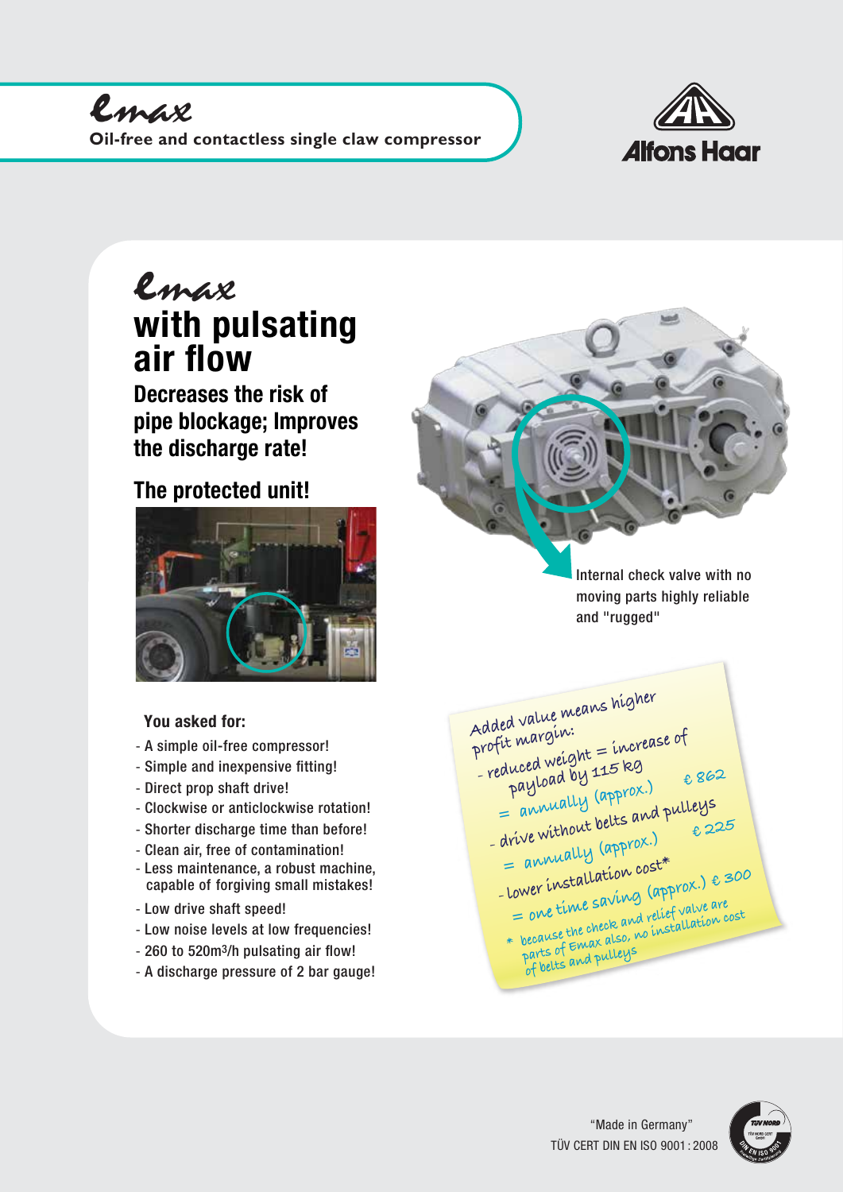# Emax

**Oil-free and contactless single claw compressor**

Alfons Haar

## Emax with pulsating air flow

### Decreases the risk of pipe blockage; Improves the discharge rate!

### The protected unit!

Internal check valve with no moving parts highly reliable and "rugged"

**You asked for:**

- A simple oil-free compressor!
- Simple and inexpensive fitting!
- Direct prop shaft drive!
- Clockwise or anticlockwise rotation!
- Shorter discharge time than before!
- Clean air, free of contamination!
- Less maintenance, a robust machine, capable of forgiving small mistakes!
- Low drive shaft speed!
- Low noise levels at low frequencies!
- 260 to 520m³/h pulsating air flow!
- A discharge pressure of 2 bar gauge!

Added value means higher profit margin:

- reduced weight = increase of payload by 115 kg
  = annually (approx.) € 862
- drive without belts and pulleys
  = annually (approx.) € 225
- lower installation cost*
  = one time saving (approx.) € 300

* because the check and relief valve are parts of Emax also, no installation cost of belts and pulleys

"Made in Germany"
TÜV CERT DIN EN ISO 9001 : 2008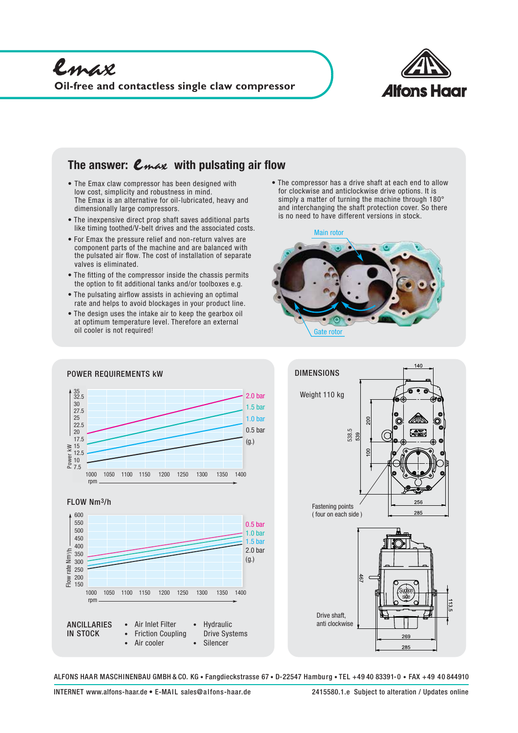# Emax

**Oil-free and contactless single claw compressor**

Alfons Haar

## The answer: Emax with pulsating air flow

- The Emax claw compressor has been designed with low cost, simplicity and robustness in mind. The Emax is an alternative for oil-lubricated, heavy and dimensionally large compressors.
- The inexpensive direct prop shaft saves additional parts like timing toothed/V-belt drives and the associated costs.
- For Emax the pressure relief and non-return valves are component parts of the machine and are balanced with the pulsated air flow. The cost of installation of separate valves is eliminated.
- The fitting of the compressor inside the chassis permits the option to fit additional tanks and/or toolboxes e.g.
- The pulsating airflow assists in achieving an optimal rate and helps to avoid blockages in your product line.
- The design uses the intake air to keep the gearbox oil at optimum temperature level. Therefore an external oil cooler is not required!
- The compressor has a drive shaft at each end to allow for clockwise and anticlockwise drive options. It is simply a matter of turning the machine through 180° and interchanging the shaft protection cover. So there is no need to have different versions in stock.

Main rotor

Gate rotor

### POWER REQUIREMENTS kW

Power kW
35
32.5
30
27.5
25
22.5
20
17.5
15
12.5
10
7.5

1000 1050 1100 1150 1200 1250 1300 1350 1400
rpm

2.0 bar
1.5 bar
1.0 bar
0.5 bar
(g.)

### FLOW Nm³/h

Flow rate Nm³/h
600
550
500
450
400
350
300
250
200
150

1000 1050 1100 1150 1200 1250 1300 1350 1400
rpm

0.5 bar
1.0 bar
1.5 bar
2.0 bar
(g.)

### DIMENSIONS

Weight 110 kg

140
200
100
538.5
539
256
285
Fastening points
( four on each side )

467
113.5
Suction side
Drive shaft, anti clockwise
269
285

### ANCILLARIES IN STOCK

- Air Inlet Filter
- Friction Coupling
- Air cooler
- Hydraulic Drive Systems
- Silencer

ALFONS HAAR MASCHINENBAU GMBH & CO. KG • Fangdieckstrasse 67 • D-22547 Hamburg • TEL +49 40 83391-0 • FAX +49 40 844910

INTERNET www.alfons-haar.de • E-MAIL sales@alfons-haar.de

2415580.1.e Subject to alteration / Updates online